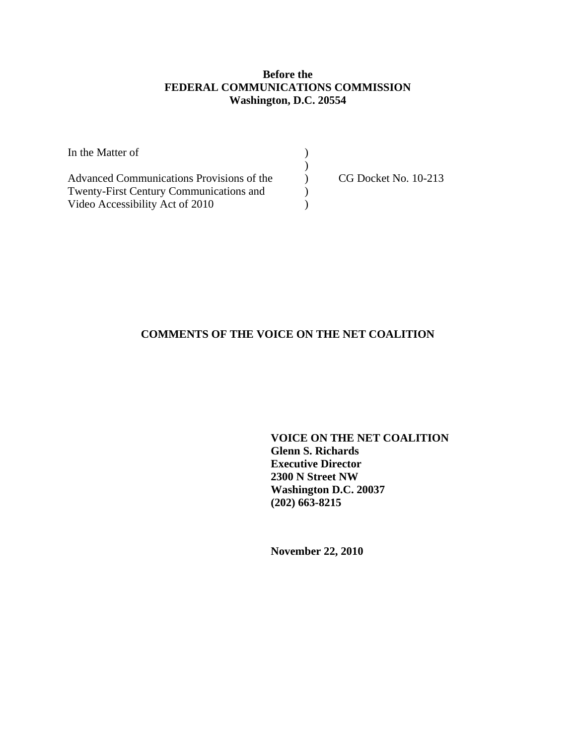**Before the**
**FEDERAL COMMUNICATIONS COMMISSION**
**Washington, D.C. 20554**

| | | |
|---|---|---|
| In the Matter of | ) | |
| | ) | |
| Advanced Communications Provisions of the | ) | CG Docket No. 10-213 |
| Twenty-First Century Communications and | ) | |
| Video Accessibility Act of 2010 | ) | |

# COMMENTS OF THE VOICE ON THE NET COALITION

**VOICE ON THE NET COALITION**
**Glenn S. Richards**
**Executive Director**
**2300 N Street NW**
**Washington D.C. 20037**
**(202) 663-8215**

**November 22, 2010**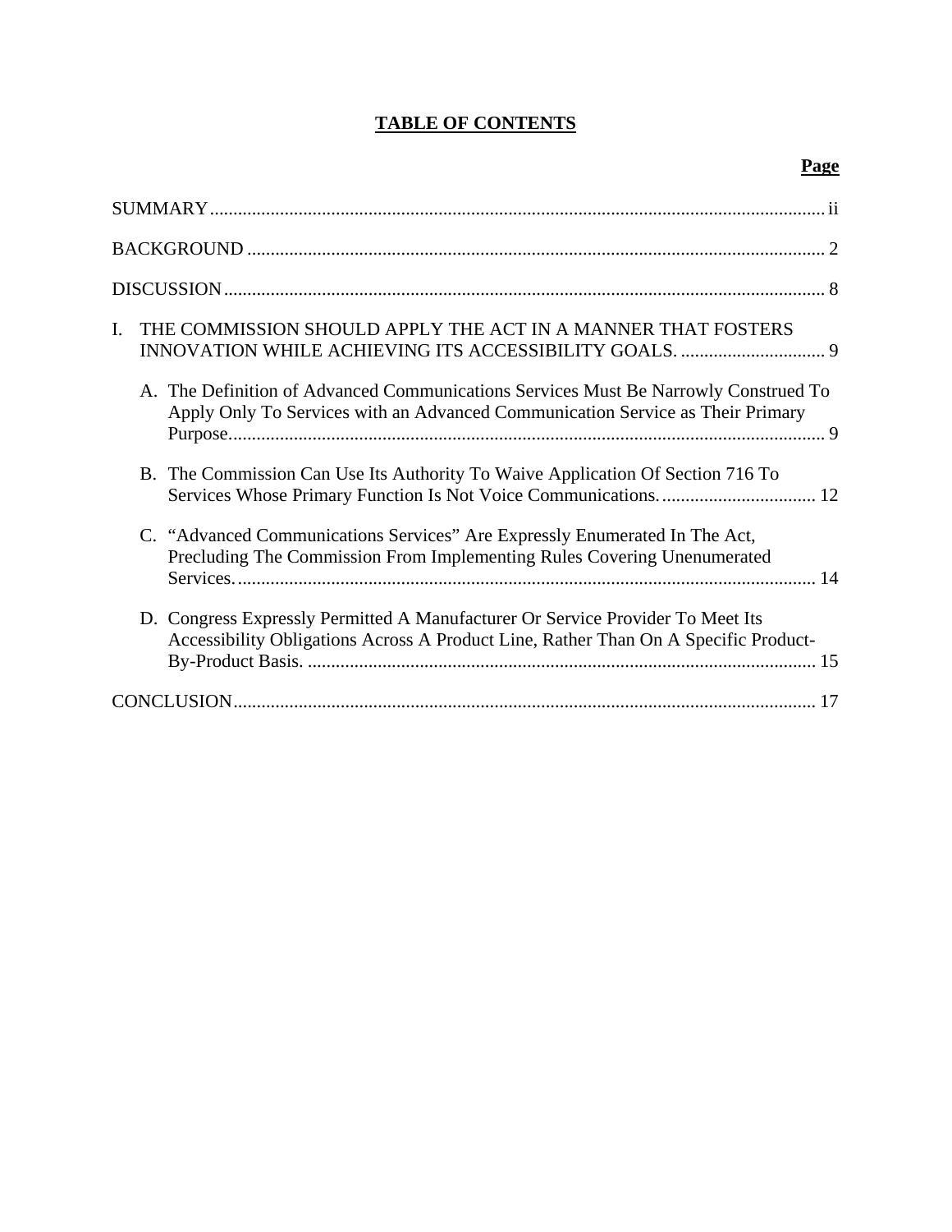# TABLE OF CONTENTS

| | Page |
|---|---|
| SUMMARY | ii |
| BACKGROUND | 2 |
| DISCUSSION | 8 |
| I. THE COMMISSION SHOULD APPLY THE ACT IN A MANNER THAT FOSTERS INNOVATION WHILE ACHIEVING ITS ACCESSIBILITY GOALS. | 9 |
| A. The Definition of Advanced Communications Services Must Be Narrowly Construed To Apply Only To Services with an Advanced Communication Service as Their Primary Purpose. | 9 |
| B. The Commission Can Use Its Authority To Waive Application Of Section 716 To Services Whose Primary Function Is Not Voice Communications. | 12 |
| C. "Advanced Communications Services" Are Expressly Enumerated In The Act, Precluding The Commission From Implementing Rules Covering Unenumerated Services. | 14 |
| D. Congress Expressly Permitted A Manufacturer Or Service Provider To Meet Its Accessibility Obligations Across A Product Line, Rather Than On A Specific Product-By-Product Basis. | 15 |
| CONCLUSION | 17 |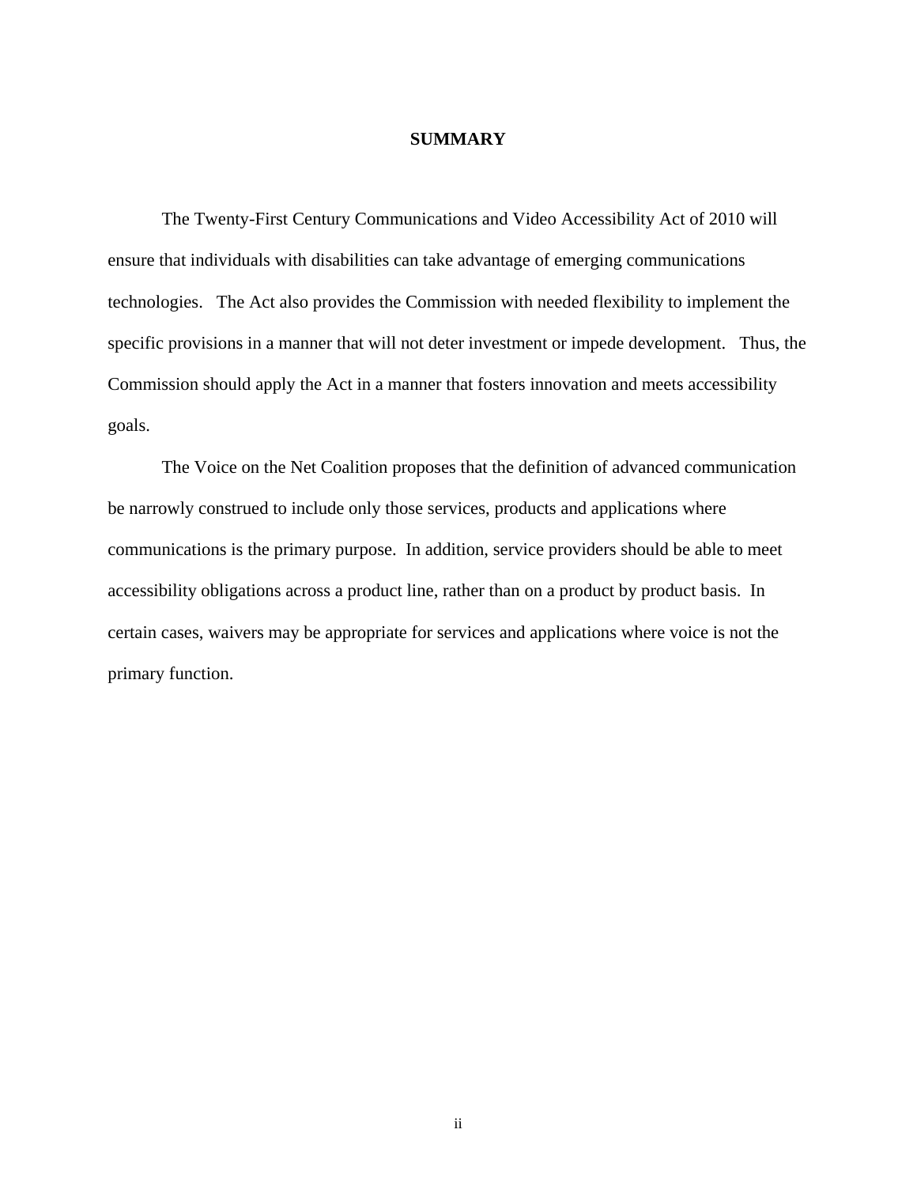# SUMMARY

The Twenty-First Century Communications and Video Accessibility Act of 2010 will ensure that individuals with disabilities can take advantage of emerging communications technologies. The Act also provides the Commission with needed flexibility to implement the specific provisions in a manner that will not deter investment or impede development. Thus, the Commission should apply the Act in a manner that fosters innovation and meets accessibility goals.

The Voice on the Net Coalition proposes that the definition of advanced communication be narrowly construed to include only those services, products and applications where communications is the primary purpose. In addition, service providers should be able to meet accessibility obligations across a product line, rather than on a product by product basis. In certain cases, waivers may be appropriate for services and applications where voice is not the primary function.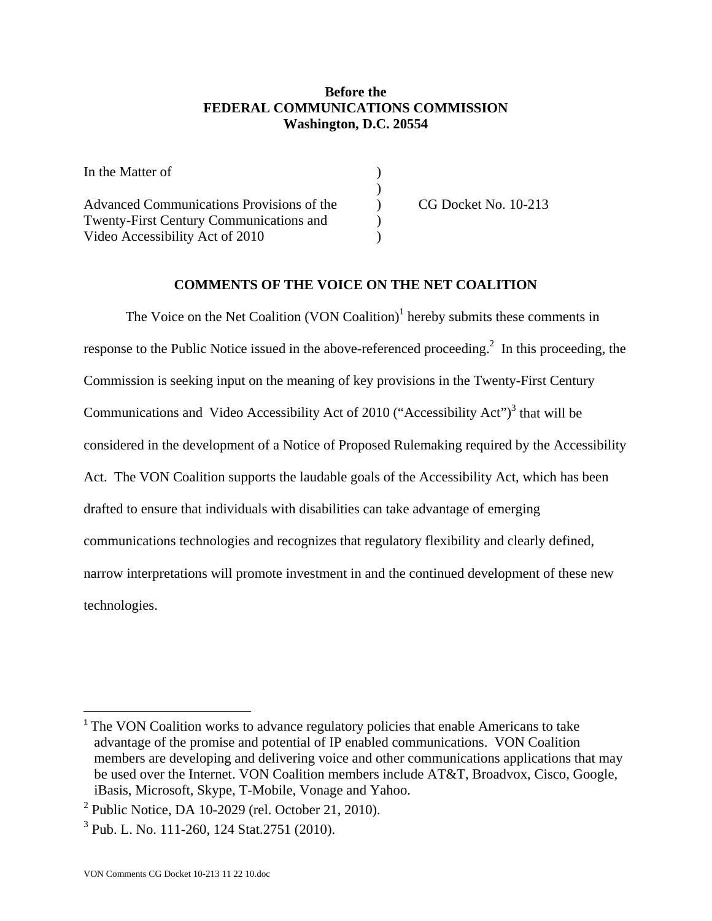**Before the**
**FEDERAL COMMUNICATIONS COMMISSION**
**Washington, D.C. 20554**

| | | |
|---|---|---|
| In the Matter of | ) | |
| | ) | |
| Advanced Communications Provisions of the | ) | CG Docket No. 10-213 |
| Twenty-First Century Communications and | ) | |
| Video Accessibility Act of 2010 | ) | |

**COMMENTS OF THE VOICE ON THE NET COALITION**

The Voice on the Net Coalition (VON Coalition)[1] hereby submits these comments in response to the Public Notice issued in the above-referenced proceeding.[2] In this proceeding, the Commission is seeking input on the meaning of key provisions in the Twenty-First Century Communications and Video Accessibility Act of 2010 ("Accessibility Act")[3] that will be considered in the development of a Notice of Proposed Rulemaking required by the Accessibility Act. The VON Coalition supports the laudable goals of the Accessibility Act, which has been drafted to ensure that individuals with disabilities can take advantage of emerging communications technologies and recognizes that regulatory flexibility and clearly defined, narrow interpretations will promote investment in and the continued development of these new technologies.

---

[1] The VON Coalition works to advance regulatory policies that enable Americans to take advantage of the promise and potential of IP enabled communications. VON Coalition members are developing and delivering voice and other communications applications that may be used over the Internet. VON Coalition members include AT&T, Broadvox, Cisco, Google, iBasis, Microsoft, Skype, T-Mobile, Vonage and Yahoo.

[2] Public Notice, DA 10-2029 (rel. October 21, 2010).

[3] Pub. L. No. 111-260, 124 Stat.2751 (2010).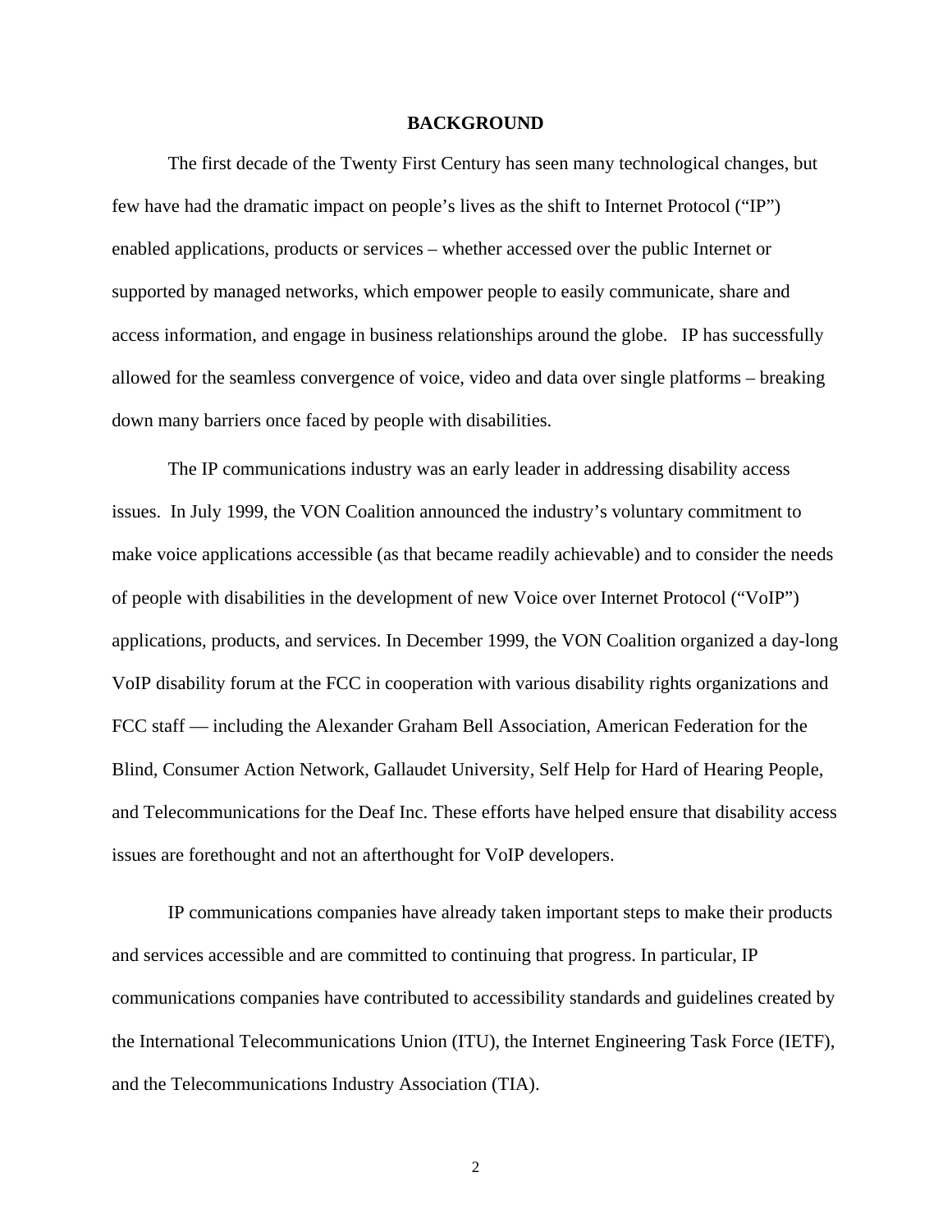## BACKGROUND

The first decade of the Twenty First Century has seen many technological changes, but few have had the dramatic impact on people's lives as the shift to Internet Protocol ("IP") enabled applications, products or services – whether accessed over the public Internet or supported by managed networks, which empower people to easily communicate, share and access information, and engage in business relationships around the globe. IP has successfully allowed for the seamless convergence of voice, video and data over single platforms – breaking down many barriers once faced by people with disabilities.

The IP communications industry was an early leader in addressing disability access issues. In July 1999, the VON Coalition announced the industry's voluntary commitment to make voice applications accessible (as that became readily achievable) and to consider the needs of people with disabilities in the development of new Voice over Internet Protocol ("VoIP") applications, products, and services. In December 1999, the VON Coalition organized a day-long VoIP disability forum at the FCC in cooperation with various disability rights organizations and FCC staff — including the Alexander Graham Bell Association, American Federation for the Blind, Consumer Action Network, Gallaudet University, Self Help for Hard of Hearing People, and Telecommunications for the Deaf Inc. These efforts have helped ensure that disability access issues are forethought and not an afterthought for VoIP developers.

IP communications companies have already taken important steps to make their products and services accessible and are committed to continuing that progress. In particular, IP communications companies have contributed to accessibility standards and guidelines created by the International Telecommunications Union (ITU), the Internet Engineering Task Force (IETF), and the Telecommunications Industry Association (TIA).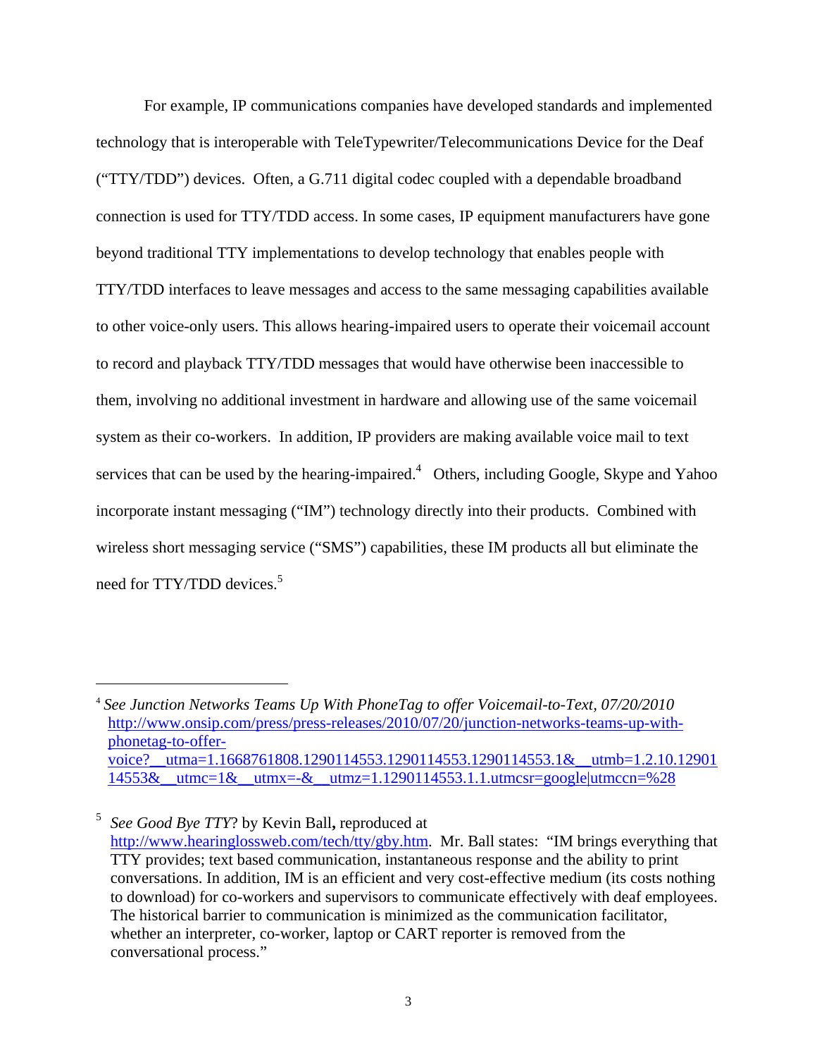For example, IP communications companies have developed standards and implemented technology that is interoperable with TeleTypewriter/Telecommunications Device for the Deaf ("TTY/TDD") devices. Often, a G.711 digital codec coupled with a dependable broadband connection is used for TTY/TDD access. In some cases, IP equipment manufacturers have gone beyond traditional TTY implementations to develop technology that enables people with TTY/TDD interfaces to leave messages and access to the same messaging capabilities available to other voice-only users. This allows hearing-impaired users to operate their voicemail account to record and playback TTY/TDD messages that would have otherwise been inaccessible to them, involving no additional investment in hardware and allowing use of the same voicemail system as their co-workers. In addition, IP providers are making available voice mail to text services that can be used by the hearing-impaired.[4] Others, including Google, Skype and Yahoo incorporate instant messaging ("IM") technology directly into their products. Combined with wireless short messaging service ("SMS") capabilities, these IM products all but eliminate the need for TTY/TDD devices.[5]

---

[4] *See Junction Networks Teams Up With PhoneTag to offer Voicemail-to-Text, 07/20/2010* http://www.onsip.com/press/press-releases/2010/07/20/junction-networks-teams-up-with-phonetag-to-offer-voice?__utma=1.1668761808.1290114553.1290114553.1290114553.1&__utmb=1.2.10.1290114553&__utmc=1&__utmx=-&__utmz=1.1290114553.1.1.utmcsr=google|utmccn=%28

[5] *See Good Bye TTY*? by Kevin Ball, reproduced at http://www.hearinglossweb.com/tech/tty/gby.htm. Mr. Ball states: "IM brings everything that TTY provides; text based communication, instantaneous response and the ability to print conversations. In addition, IM is an efficient and very cost-effective medium (its costs nothing to download) for co-workers and supervisors to communicate effectively with deaf employees. The historical barrier to communication is minimized as the communication facilitator, whether an interpreter, co-worker, laptop or CART reporter is removed from the conversational process."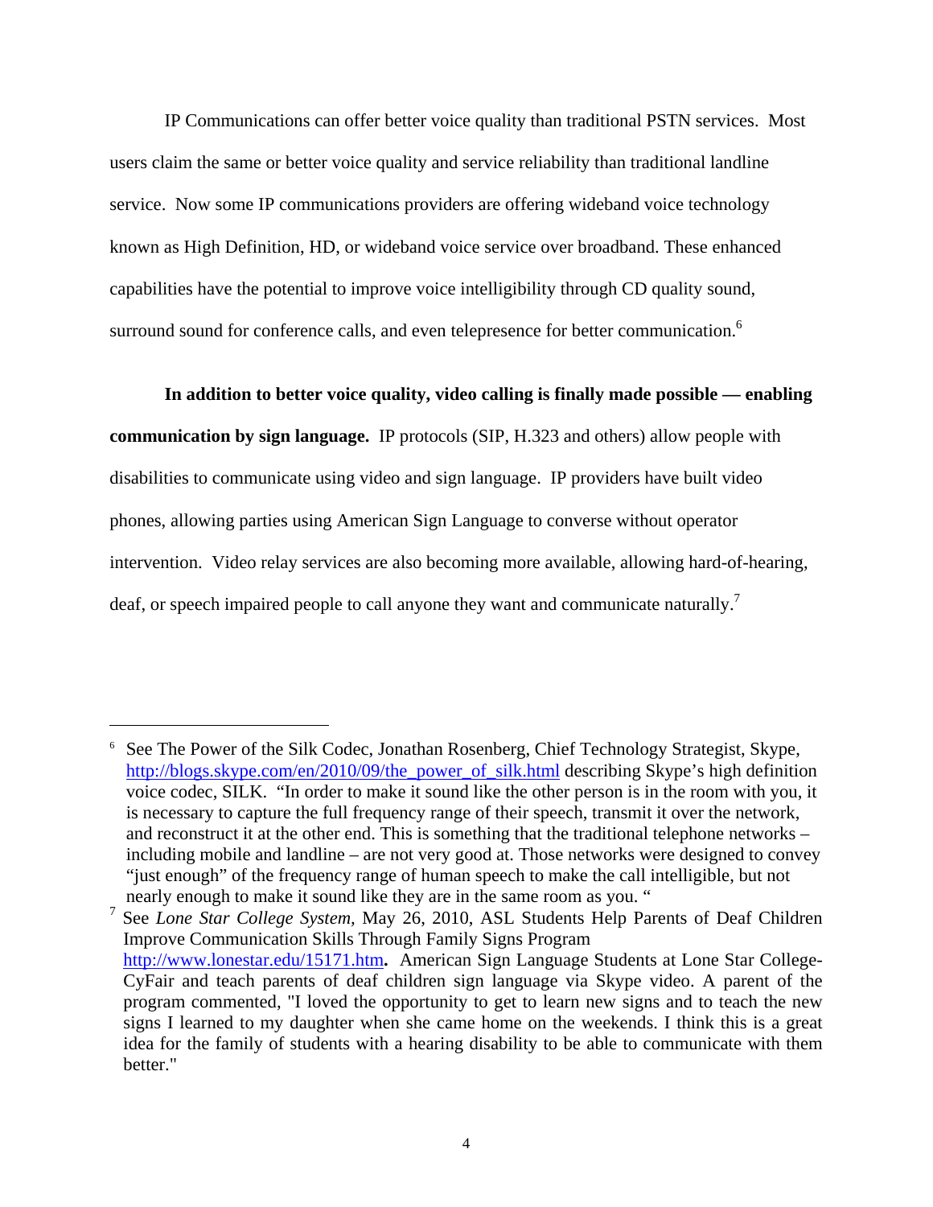IP Communications can offer better voice quality than traditional PSTN services. Most users claim the same or better voice quality and service reliability than traditional landline service. Now some IP communications providers are offering wideband voice technology known as High Definition, HD, or wideband voice service over broadband. These enhanced capabilities have the potential to improve voice intelligibility through CD quality sound, surround sound for conference calls, and even telepresence for better communication.[6]

**In addition to better voice quality, video calling is finally made possible — enabling communication by sign language.** IP protocols (SIP, H.323 and others) allow people with disabilities to communicate using video and sign language. IP providers have built video phones, allowing parties using American Sign Language to converse without operator intervention. Video relay services are also becoming more available, allowing hard-of-hearing, deaf, or speech impaired people to call anyone they want and communicate naturally.[7]

---

[6] See The Power of the Silk Codec, Jonathan Rosenberg, Chief Technology Strategist, Skype, http://blogs.skype.com/en/2010/09/the_power_of_silk.html describing Skype's high definition voice codec, SILK. "In order to make it sound like the other person is in the room with you, it is necessary to capture the full frequency range of their speech, transmit it over the network, and reconstruct it at the other end. This is something that the traditional telephone networks – including mobile and landline – are not very good at. Those networks were designed to convey "just enough" of the frequency range of human speech to make the call intelligible, but not nearly enough to make it sound like they are in the same room as you. "

[7] See *Lone Star College System,* May 26, 2010, ASL Students Help Parents of Deaf Children Improve Communication Skills Through Family Signs Program http://www.lonestar.edu/15171.htm**.** American Sign Language Students at Lone Star College-CyFair and teach parents of deaf children sign language via Skype video. A parent of the program commented, "I loved the opportunity to get to learn new signs and to teach the new signs I learned to my daughter when she came home on the weekends. I think this is a great idea for the family of students with a hearing disability to be able to communicate with them better."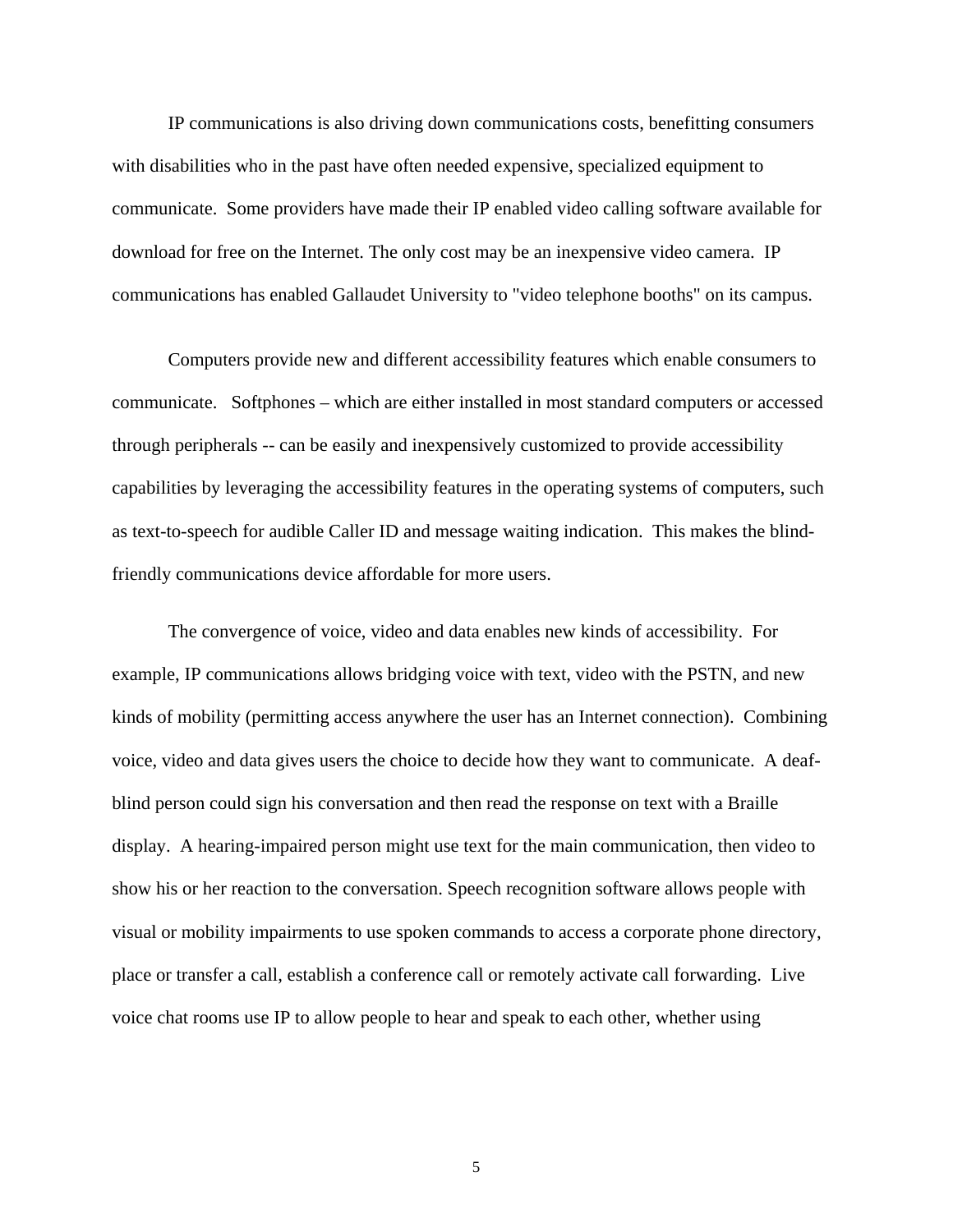IP communications is also driving down communications costs, benefitting consumers with disabilities who in the past have often needed expensive, specialized equipment to communicate. Some providers have made their IP enabled video calling software available for download for free on the Internet. The only cost may be an inexpensive video camera. IP communications has enabled Gallaudet University to "video telephone booths" on its campus.

Computers provide new and different accessibility features which enable consumers to communicate. Softphones – which are either installed in most standard computers or accessed through peripherals -- can be easily and inexpensively customized to provide accessibility capabilities by leveraging the accessibility features in the operating systems of computers, such as text-to-speech for audible Caller ID and message waiting indication. This makes the blind-friendly communications device affordable for more users.

The convergence of voice, video and data enables new kinds of accessibility. For example, IP communications allows bridging voice with text, video with the PSTN, and new kinds of mobility (permitting access anywhere the user has an Internet connection). Combining voice, video and data gives users the choice to decide how they want to communicate. A deaf-blind person could sign his conversation and then read the response on text with a Braille display. A hearing-impaired person might use text for the main communication, then video to show his or her reaction to the conversation. Speech recognition software allows people with visual or mobility impairments to use spoken commands to access a corporate phone directory, place or transfer a call, establish a conference call or remotely activate call forwarding. Live voice chat rooms use IP to allow people to hear and speak to each other, whether using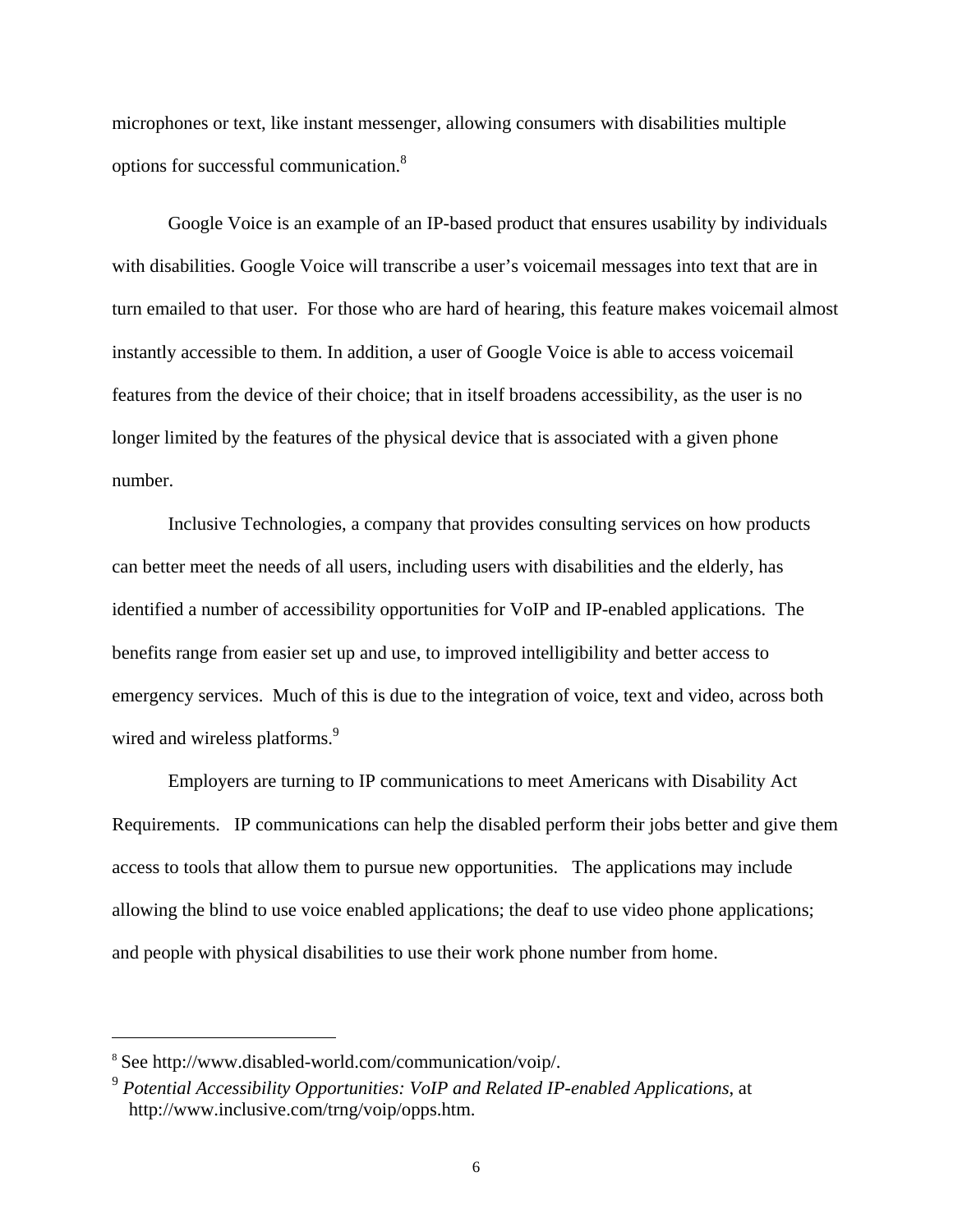microphones or text, like instant messenger, allowing consumers with disabilities multiple options for successful communication.[8]

Google Voice is an example of an IP-based product that ensures usability by individuals with disabilities. Google Voice will transcribe a user's voicemail messages into text that are in turn emailed to that user. For those who are hard of hearing, this feature makes voicemail almost instantly accessible to them. In addition, a user of Google Voice is able to access voicemail features from the device of their choice; that in itself broadens accessibility, as the user is no longer limited by the features of the physical device that is associated with a given phone number.

Inclusive Technologies, a company that provides consulting services on how products can better meet the needs of all users, including users with disabilities and the elderly, has identified a number of accessibility opportunities for VoIP and IP-enabled applications. The benefits range from easier set up and use, to improved intelligibility and better access to emergency services. Much of this is due to the integration of voice, text and video, across both wired and wireless platforms.[9]

Employers are turning to IP communications to meet Americans with Disability Act Requirements. IP communications can help the disabled perform their jobs better and give them access to tools that allow them to pursue new opportunities. The applications may include allowing the blind to use voice enabled applications; the deaf to use video phone applications; and people with physical disabilities to use their work phone number from home.

---

[8] See http://www.disabled-world.com/communication/voip/.

[9] *Potential Accessibility Opportunities: VoIP and Related IP-enabled Applications*, at http://www.inclusive.com/trng/voip/opps.htm.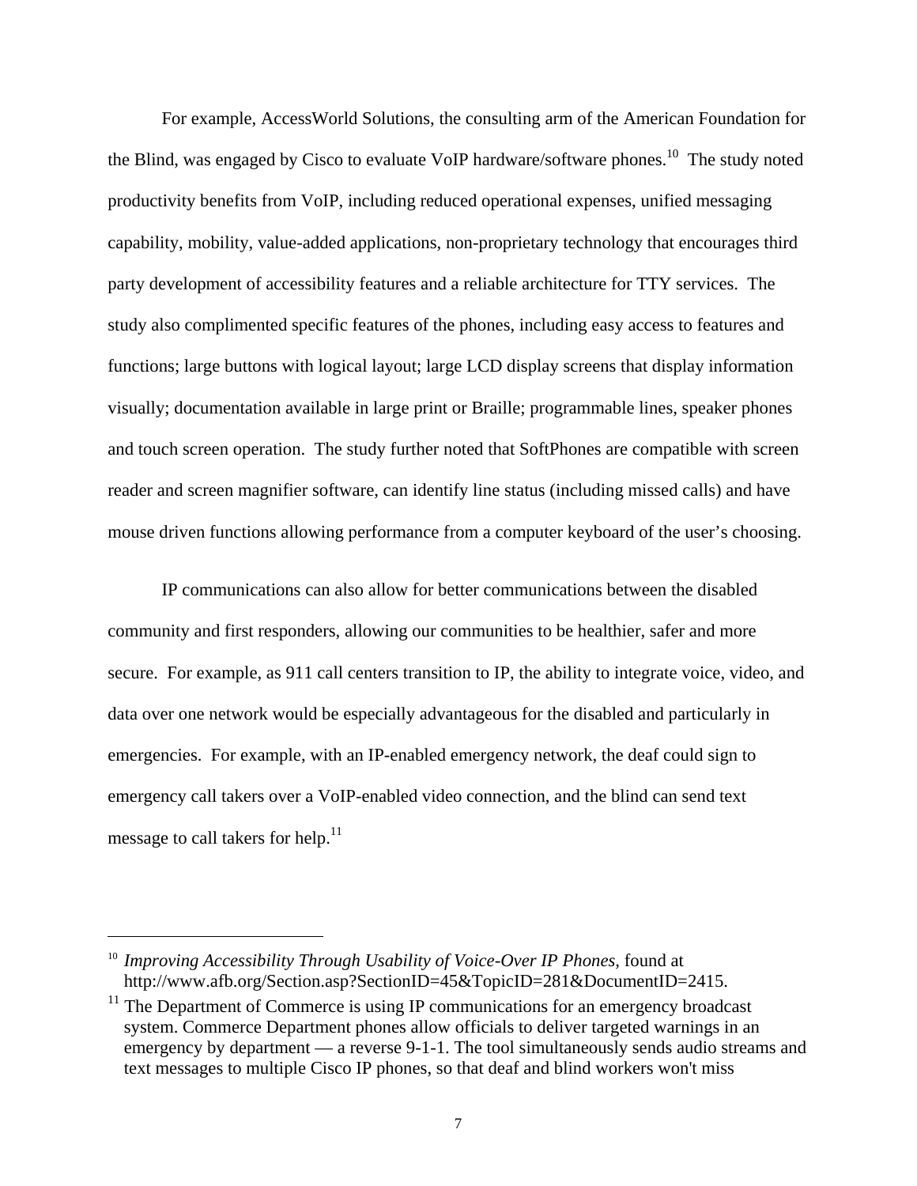For example, AccessWorld Solutions, the consulting arm of the American Foundation for the Blind, was engaged by Cisco to evaluate VoIP hardware/software phones.[10] The study noted productivity benefits from VoIP, including reduced operational expenses, unified messaging capability, mobility, value-added applications, non-proprietary technology that encourages third party development of accessibility features and a reliable architecture for TTY services. The study also complimented specific features of the phones, including easy access to features and functions; large buttons with logical layout; large LCD display screens that display information visually; documentation available in large print or Braille; programmable lines, speaker phones and touch screen operation. The study further noted that SoftPhones are compatible with screen reader and screen magnifier software, can identify line status (including missed calls) and have mouse driven functions allowing performance from a computer keyboard of the user's choosing.

IP communications can also allow for better communications between the disabled community and first responders, allowing our communities to be healthier, safer and more secure. For example, as 911 call centers transition to IP, the ability to integrate voice, video, and data over one network would be especially advantageous for the disabled and particularly in emergencies. For example, with an IP-enabled emergency network, the deaf could sign to emergency call takers over a VoIP-enabled video connection, and the blind can send text message to call takers for help.[11]

---

[10] *Improving Accessibility Through Usability of Voice-Over IP Phones,* found at http://www.afb.org/Section.asp?SectionID=45&TopicID=281&DocumentID=2415.

[11] The Department of Commerce is using IP communications for an emergency broadcast system. Commerce Department phones allow officials to deliver targeted warnings in an emergency by department — a reverse 9-1-1. The tool simultaneously sends audio streams and text messages to multiple Cisco IP phones, so that deaf and blind workers won't miss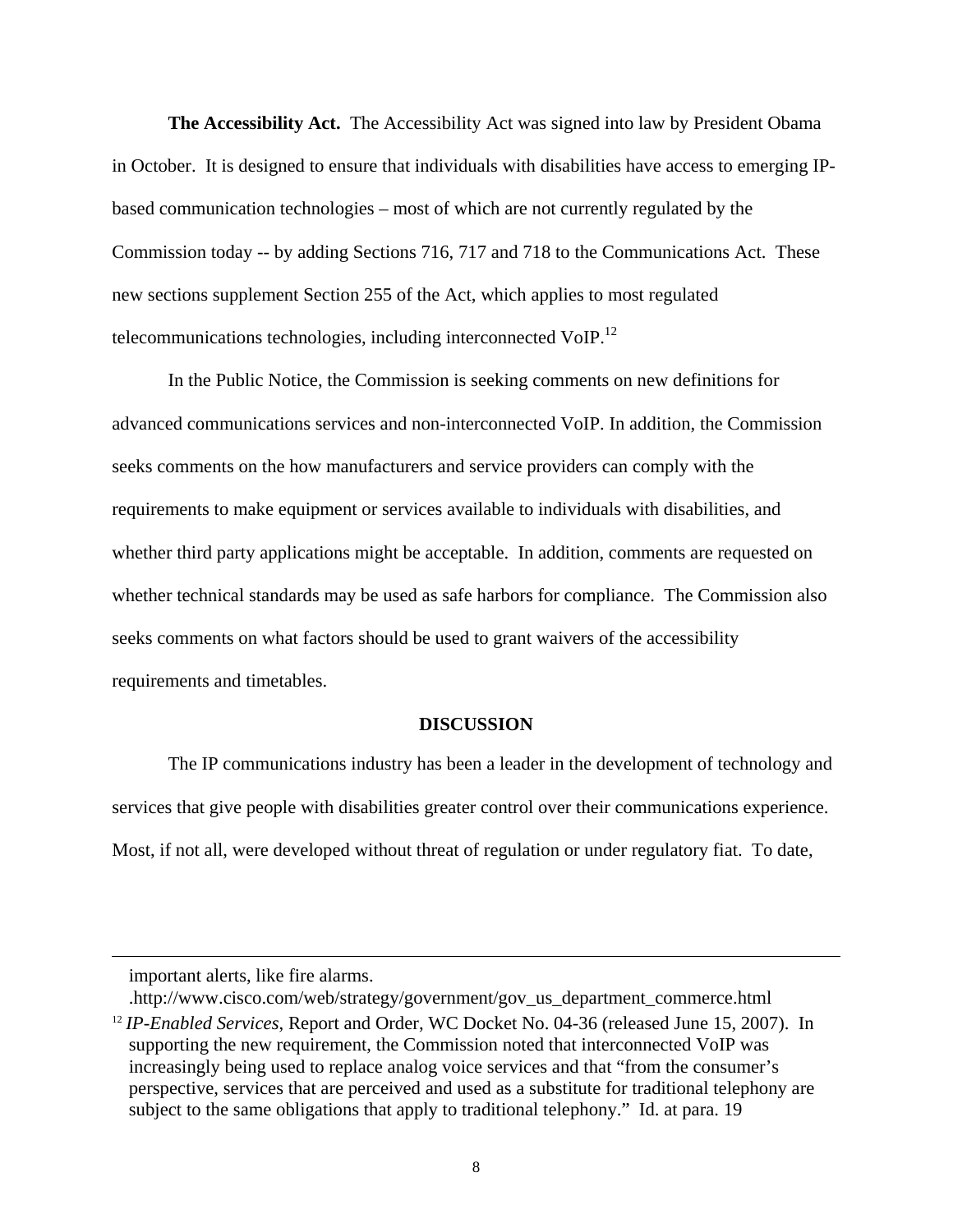**The Accessibility Act.** The Accessibility Act was signed into law by President Obama in October. It is designed to ensure that individuals with disabilities have access to emerging IP-based communication technologies – most of which are not currently regulated by the Commission today -- by adding Sections 716, 717 and 718 to the Communications Act. These new sections supplement Section 255 of the Act, which applies to most regulated telecommunications technologies, including interconnected VoIP.[12]

In the Public Notice, the Commission is seeking comments on new definitions for advanced communications services and non-interconnected VoIP. In addition, the Commission seeks comments on the how manufacturers and service providers can comply with the requirements to make equipment or services available to individuals with disabilities, and whether third party applications might be acceptable. In addition, comments are requested on whether technical standards may be used as safe harbors for compliance. The Commission also seeks comments on what factors should be used to grant waivers of the accessibility requirements and timetables.

## DISCUSSION

The IP communications industry has been a leader in the development of technology and services that give people with disabilities greater control over their communications experience. Most, if not all, were developed without threat of regulation or under regulatory fiat. To date,

---

important alerts, like fire alarms.
.http://www.cisco.com/web/strategy/government/gov_us_department_commerce.html

[12] *IP-Enabled Services*, Report and Order, WC Docket No. 04-36 (released June 15, 2007). In supporting the new requirement, the Commission noted that interconnected VoIP was increasingly being used to replace analog voice services and that "from the consumer's perspective, services that are perceived and used as a substitute for traditional telephony are subject to the same obligations that apply to traditional telephony." Id. at para. 19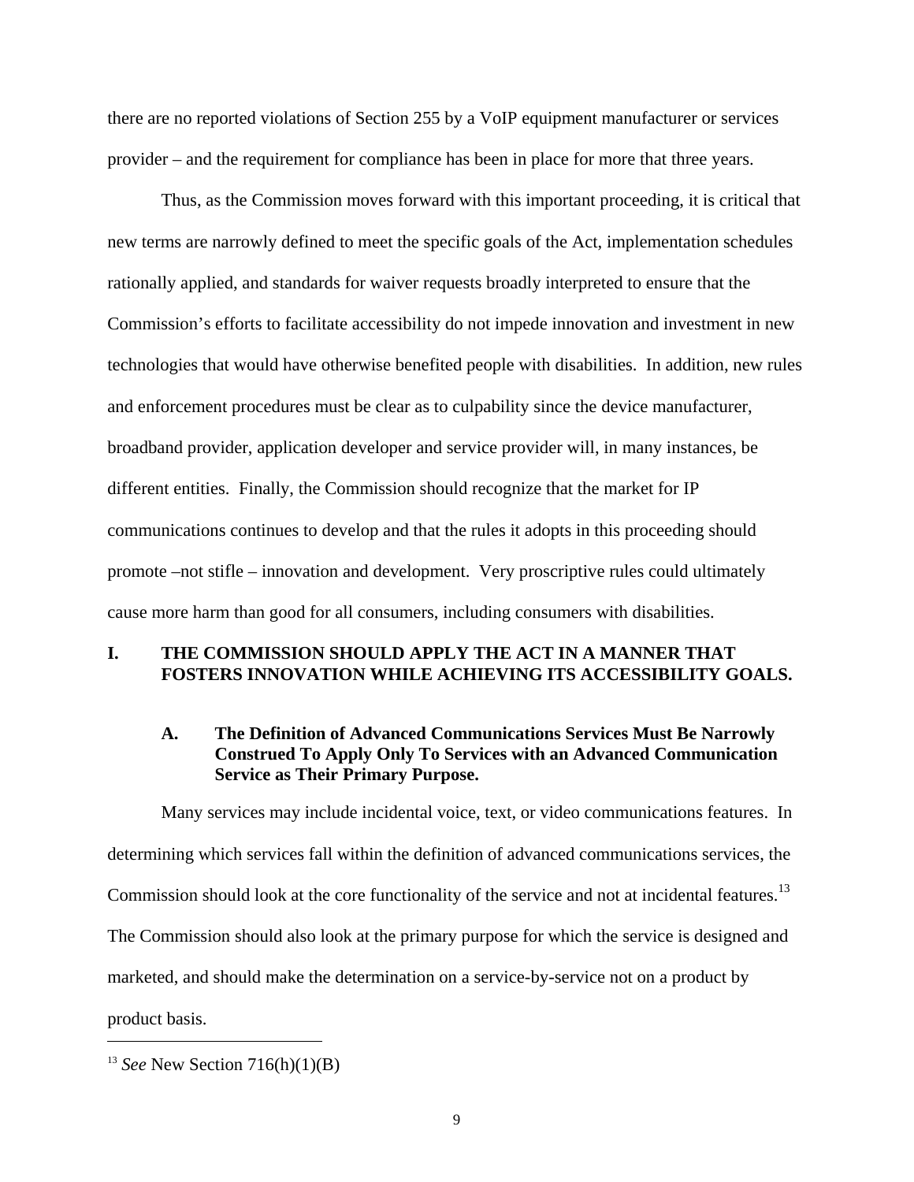there are no reported violations of Section 255 by a VoIP equipment manufacturer or services provider – and the requirement for compliance has been in place for more that three years.

Thus, as the Commission moves forward with this important proceeding, it is critical that new terms are narrowly defined to meet the specific goals of the Act, implementation schedules rationally applied, and standards for waiver requests broadly interpreted to ensure that the Commission's efforts to facilitate accessibility do not impede innovation and investment in new technologies that would have otherwise benefited people with disabilities. In addition, new rules and enforcement procedures must be clear as to culpability since the device manufacturer, broadband provider, application developer and service provider will, in many instances, be different entities. Finally, the Commission should recognize that the market for IP communications continues to develop and that the rules it adopts in this proceeding should promote –not stifle – innovation and development. Very proscriptive rules could ultimately cause more harm than good for all consumers, including consumers with disabilities.

## I. THE COMMISSION SHOULD APPLY THE ACT IN A MANNER THAT FOSTERS INNOVATION WHILE ACHIEVING ITS ACCESSIBILITY GOALS.

### A. The Definition of Advanced Communications Services Must Be Narrowly Construed To Apply Only To Services with an Advanced Communication Service as Their Primary Purpose.

Many services may include incidental voice, text, or video communications features. In determining which services fall within the definition of advanced communications services, the Commission should look at the core functionality of the service and not at incidental features.[13] The Commission should also look at the primary purpose for which the service is designed and marketed, and should make the determination on a service-by-service not on a product by product basis.

[13] *See* New Section 716(h)(1)(B)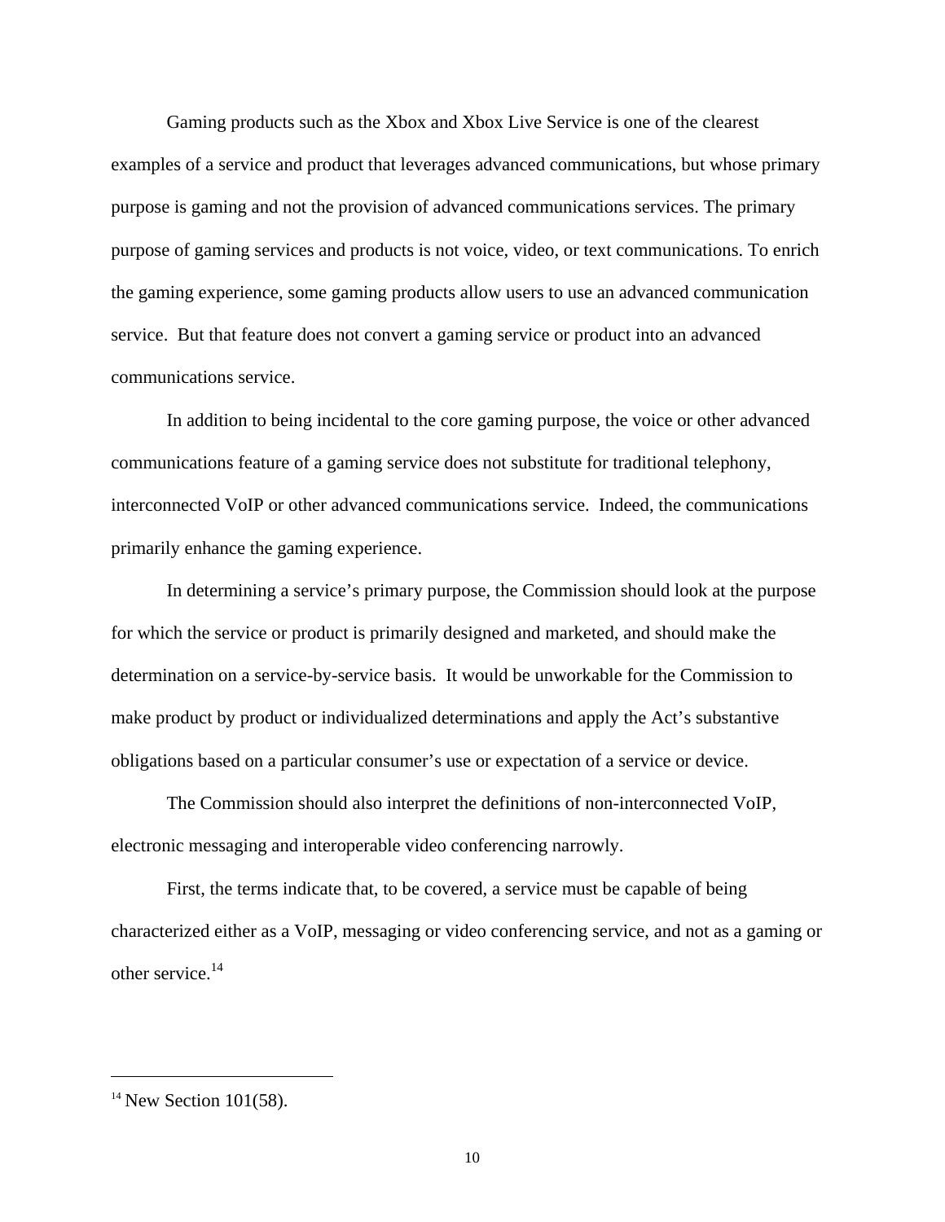Gaming products such as the Xbox and Xbox Live Service is one of the clearest examples of a service and product that leverages advanced communications, but whose primary purpose is gaming and not the provision of advanced communications services. The primary purpose of gaming services and products is not voice, video, or text communications. To enrich the gaming experience, some gaming products allow users to use an advanced communication service. But that feature does not convert a gaming service or product into an advanced communications service.

In addition to being incidental to the core gaming purpose, the voice or other advanced communications feature of a gaming service does not substitute for traditional telephony, interconnected VoIP or other advanced communications service. Indeed, the communications primarily enhance the gaming experience.

In determining a service's primary purpose, the Commission should look at the purpose for which the service or product is primarily designed and marketed, and should make the determination on a service-by-service basis. It would be unworkable for the Commission to make product by product or individualized determinations and apply the Act's substantive obligations based on a particular consumer's use or expectation of a service or device.

The Commission should also interpret the definitions of non-interconnected VoIP, electronic messaging and interoperable video conferencing narrowly.

First, the terms indicate that, to be covered, a service must be capable of being characterized either as a VoIP, messaging or video conferencing service, and not as a gaming or other service.[14]

---

[14] New Section 101(58).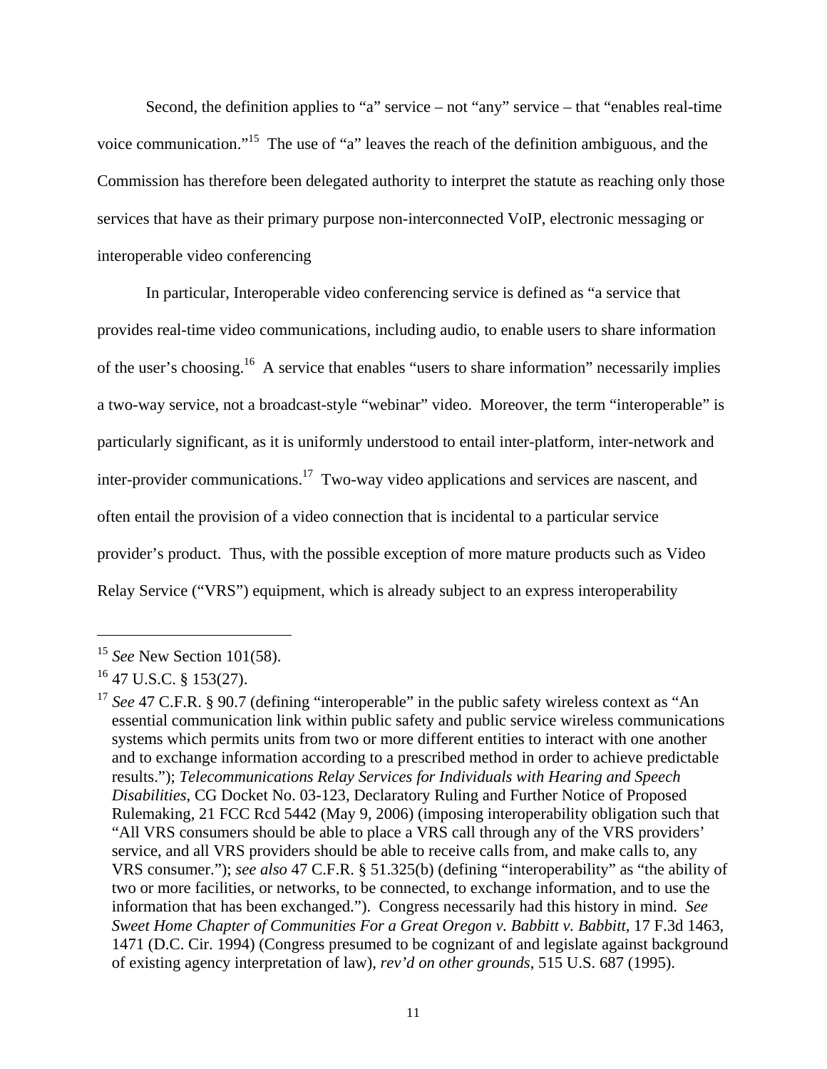Second, the definition applies to "a" service – not "any" service – that "enables real-time voice communication."[15] The use of "a" leaves the reach of the definition ambiguous, and the Commission has therefore been delegated authority to interpret the statute as reaching only those services that have as their primary purpose non-interconnected VoIP, electronic messaging or interoperable video conferencing

In particular, Interoperable video conferencing service is defined as "a service that provides real-time video communications, including audio, to enable users to share information of the user's choosing.[16] A service that enables "users to share information" necessarily implies a two-way service, not a broadcast-style "webinar" video. Moreover, the term "interoperable" is particularly significant, as it is uniformly understood to entail inter-platform, inter-network and inter-provider communications.[17] Two-way video applications and services are nascent, and often entail the provision of a video connection that is incidental to a particular service provider's product. Thus, with the possible exception of more mature products such as Video Relay Service ("VRS") equipment, which is already subject to an express interoperability

---

[15] *See* New Section 101(58).

[16] 47 U.S.C. § 153(27).

[17] *See* 47 C.F.R. § 90.7 (defining "interoperable" in the public safety wireless context as "An essential communication link within public safety and public service wireless communications systems which permits units from two or more different entities to interact with one another and to exchange information according to a prescribed method in order to achieve predictable results."); *Telecommunications Relay Services for Individuals with Hearing and Speech Disabilities*, CG Docket No. 03-123, Declaratory Ruling and Further Notice of Proposed Rulemaking, 21 FCC Rcd 5442 (May 9, 2006) (imposing interoperability obligation such that "All VRS consumers should be able to place a VRS call through any of the VRS providers' service, and all VRS providers should be able to receive calls from, and make calls to, any VRS consumer."); *see also* 47 C.F.R. § 51.325(b) (defining "interoperability" as "the ability of two or more facilities, or networks, to be connected, to exchange information, and to use the information that has been exchanged."). Congress necessarily had this history in mind. *See Sweet Home Chapter of Communities For a Great Oregon v. Babbitt v. Babbitt*, 17 F.3d 1463, 1471 (D.C. Cir. 1994) (Congress presumed to be cognizant of and legislate against background of existing agency interpretation of law), *rev'd on other grounds*, 515 U.S. 687 (1995).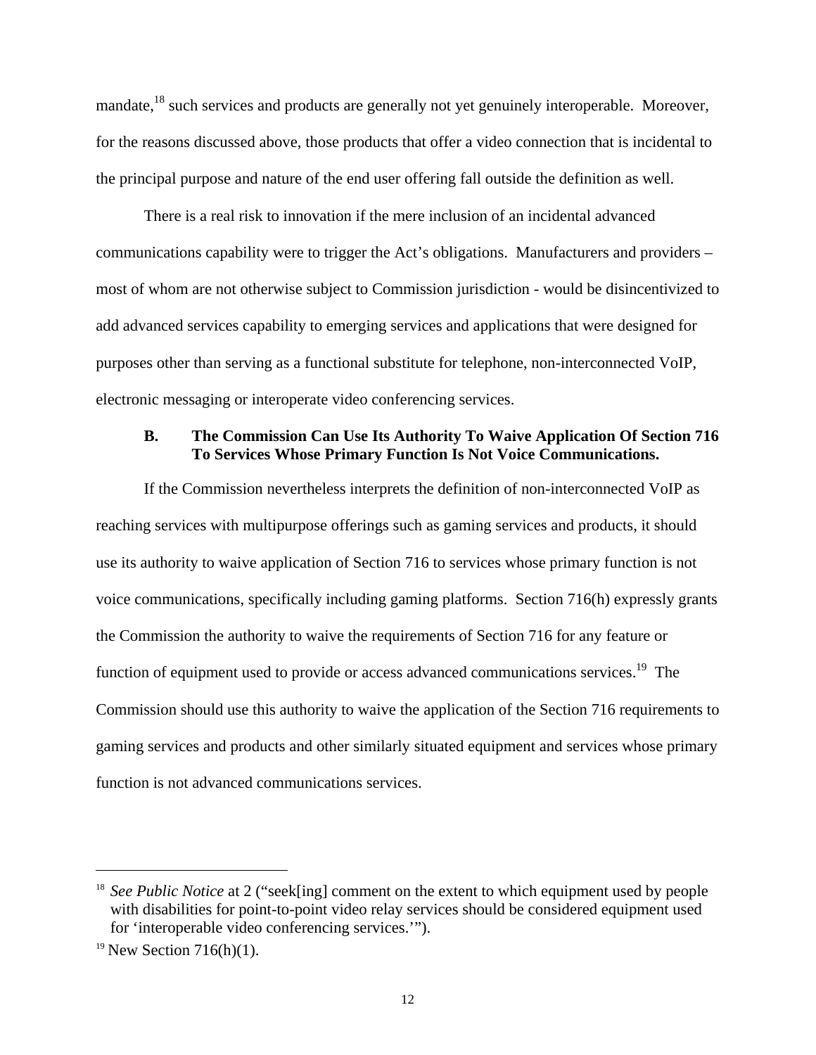mandate,[18] such services and products are generally not yet genuinely interoperable. Moreover, for the reasons discussed above, those products that offer a video connection that is incidental to the principal purpose and nature of the end user offering fall outside the definition as well.

There is a real risk to innovation if the mere inclusion of an incidental advanced communications capability were to trigger the Act's obligations. Manufacturers and providers – most of whom are not otherwise subject to Commission jurisdiction - would be disincentivized to add advanced services capability to emerging services and applications that were designed for purposes other than serving as a functional substitute for telephone, non-interconnected VoIP, electronic messaging or interoperate video conferencing services.

### B. The Commission Can Use Its Authority To Waive Application Of Section 716 To Services Whose Primary Function Is Not Voice Communications.

If the Commission nevertheless interprets the definition of non-interconnected VoIP as reaching services with multipurpose offerings such as gaming services and products, it should use its authority to waive application of Section 716 to services whose primary function is not voice communications, specifically including gaming platforms. Section 716(h) expressly grants the Commission the authority to waive the requirements of Section 716 for any feature or function of equipment used to provide or access advanced communications services.[19] The Commission should use this authority to waive the application of the Section 716 requirements to gaming services and products and other similarly situated equipment and services whose primary function is not advanced communications services.

---

[18] *See Public Notice* at 2 ("seek[ing] comment on the extent to which equipment used by people with disabilities for point-to-point video relay services should be considered equipment used for 'interoperable video conferencing services.'").

[19] New Section 716(h)(1).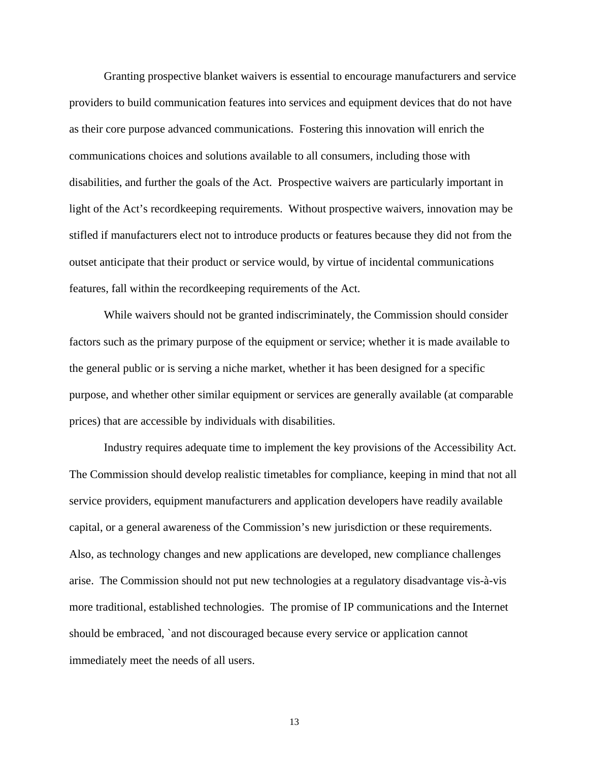Granting prospective blanket waivers is essential to encourage manufacturers and service providers to build communication features into services and equipment devices that do not have as their core purpose advanced communications. Fostering this innovation will enrich the communications choices and solutions available to all consumers, including those with disabilities, and further the goals of the Act. Prospective waivers are particularly important in light of the Act's recordkeeping requirements. Without prospective waivers, innovation may be stifled if manufacturers elect not to introduce products or features because they did not from the outset anticipate that their product or service would, by virtue of incidental communications features, fall within the recordkeeping requirements of the Act.

While waivers should not be granted indiscriminately, the Commission should consider factors such as the primary purpose of the equipment or service; whether it is made available to the general public or is serving a niche market, whether it has been designed for a specific purpose, and whether other similar equipment or services are generally available (at comparable prices) that are accessible by individuals with disabilities.

Industry requires adequate time to implement the key provisions of the Accessibility Act. The Commission should develop realistic timetables for compliance, keeping in mind that not all service providers, equipment manufacturers and application developers have readily available capital, or a general awareness of the Commission's new jurisdiction or these requirements. Also, as technology changes and new applications are developed, new compliance challenges arise. The Commission should not put new technologies at a regulatory disadvantage vis-à-vis more traditional, established technologies. The promise of IP communications and the Internet should be embraced, `and not discouraged because every service or application cannot immediately meet the needs of all users.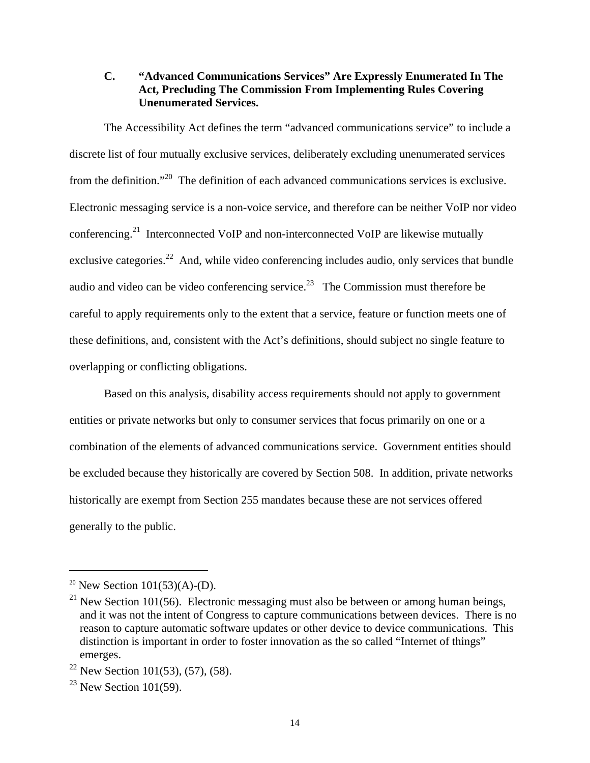### C. "Advanced Communications Services" Are Expressly Enumerated In The Act, Precluding The Commission From Implementing Rules Covering Unenumerated Services.

The Accessibility Act defines the term "advanced communications service" to include a discrete list of four mutually exclusive services, deliberately excluding unenumerated services from the definition."[20] The definition of each advanced communications services is exclusive. Electronic messaging service is a non-voice service, and therefore can be neither VoIP nor video conferencing.[21] Interconnected VoIP and non-interconnected VoIP are likewise mutually exclusive categories.[22] And, while video conferencing includes audio, only services that bundle audio and video can be video conferencing service.[23] The Commission must therefore be careful to apply requirements only to the extent that a service, feature or function meets one of these definitions, and, consistent with the Act's definitions, should subject no single feature to overlapping or conflicting obligations.

Based on this analysis, disability access requirements should not apply to government entities or private networks but only to consumer services that focus primarily on one or a combination of the elements of advanced communications service. Government entities should be excluded because they historically are covered by Section 508. In addition, private networks historically are exempt from Section 255 mandates because these are not services offered generally to the public.

---

[20] New Section 101(53)(A)-(D).

[21] New Section 101(56). Electronic messaging must also be between or among human beings, and it was not the intent of Congress to capture communications between devices. There is no reason to capture automatic software updates or other device to device communications. This distinction is important in order to foster innovation as the so called "Internet of things" emerges.

[22] New Section 101(53), (57), (58).

[23] New Section 101(59).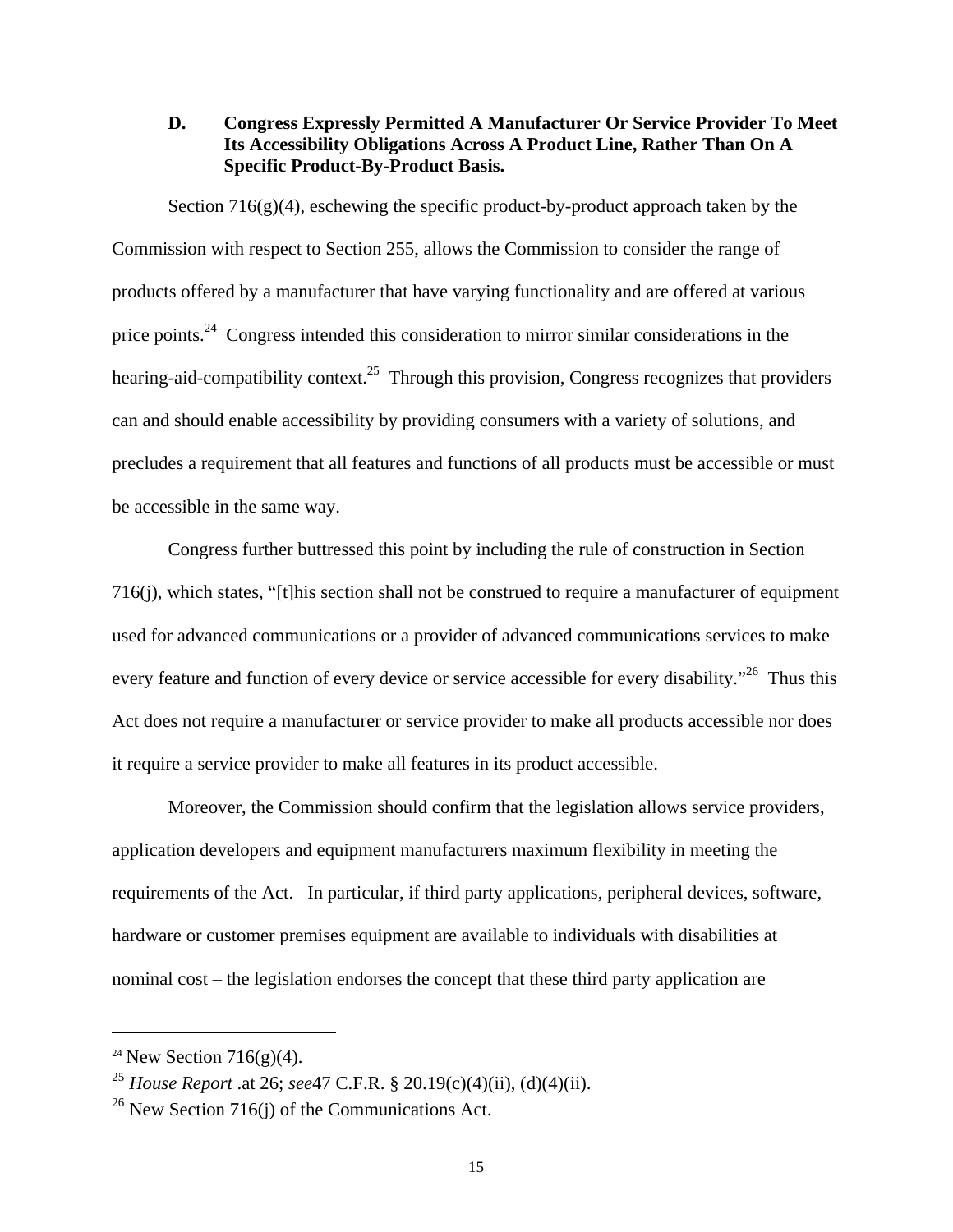### D. Congress Expressly Permitted A Manufacturer Or Service Provider To Meet Its Accessibility Obligations Across A Product Line, Rather Than On A Specific Product-By-Product Basis.

Section 716(g)(4), eschewing the specific product-by-product approach taken by the Commission with respect to Section 255, allows the Commission to consider the range of products offered by a manufacturer that have varying functionality and are offered at various price points.[24] Congress intended this consideration to mirror similar considerations in the hearing-aid-compatibility context.[25] Through this provision, Congress recognizes that providers can and should enable accessibility by providing consumers with a variety of solutions, and precludes a requirement that all features and functions of all products must be accessible or must be accessible in the same way.

Congress further buttressed this point by including the rule of construction in Section 716(j), which states, "[t]his section shall not be construed to require a manufacturer of equipment used for advanced communications or a provider of advanced communications services to make every feature and function of every device or service accessible for every disability."[26] Thus this Act does not require a manufacturer or service provider to make all products accessible nor does it require a service provider to make all features in its product accessible.

Moreover, the Commission should confirm that the legislation allows service providers, application developers and equipment manufacturers maximum flexibility in meeting the requirements of the Act. In particular, if third party applications, peripheral devices, software, hardware or customer premises equipment are available to individuals with disabilities at nominal cost – the legislation endorses the concept that these third party application are

---

[24] New Section 716(g)(4).

[25] *House Report* .at 26; *see*47 C.F.R. § 20.19(c)(4)(ii), (d)(4)(ii).

[26] New Section 716(j) of the Communications Act.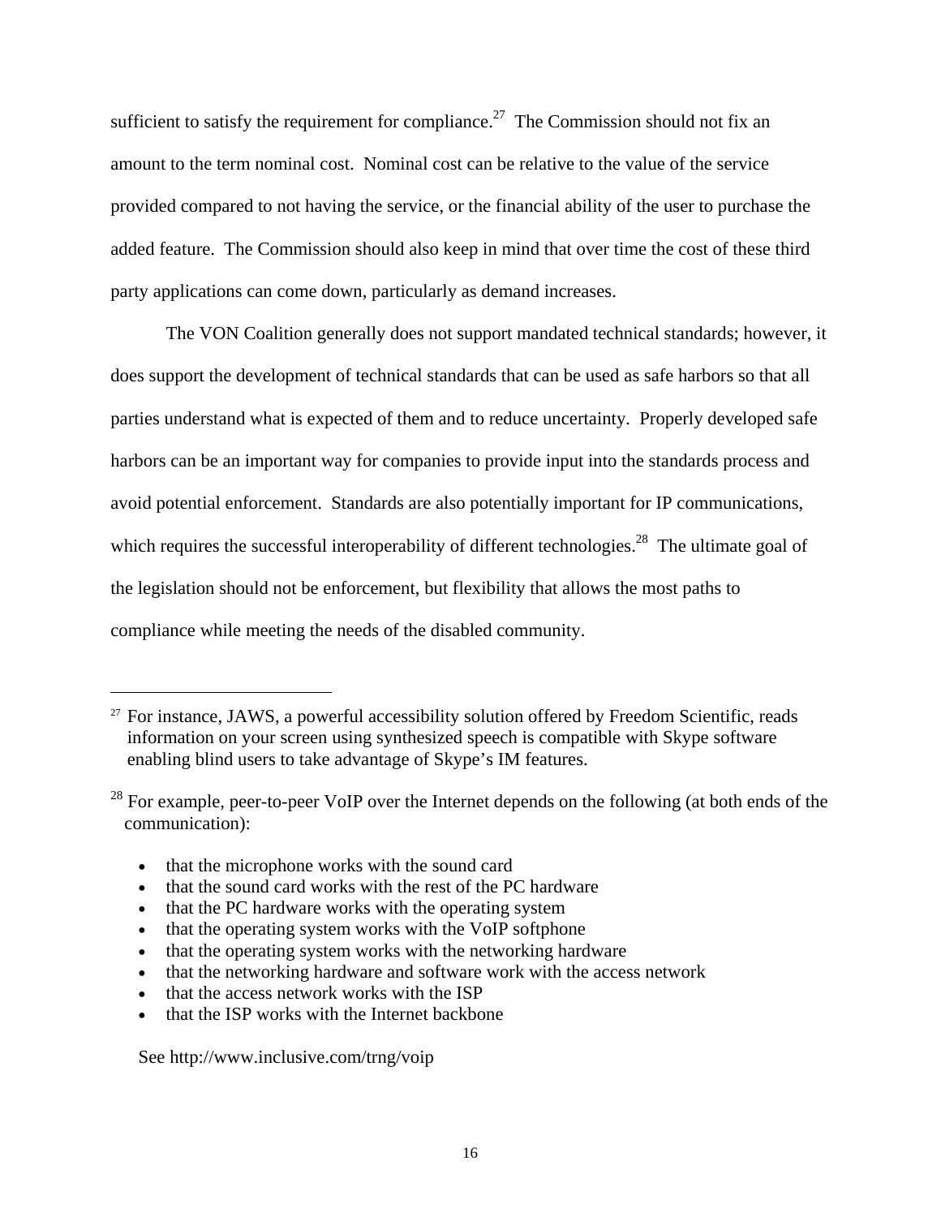sufficient to satisfy the requirement for compliance.[27] The Commission should not fix an amount to the term nominal cost. Nominal cost can be relative to the value of the service provided compared to not having the service, or the financial ability of the user to purchase the added feature. The Commission should also keep in mind that over time the cost of these third party applications can come down, particularly as demand increases.

The VON Coalition generally does not support mandated technical standards; however, it does support the development of technical standards that can be used as safe harbors so that all parties understand what is expected of them and to reduce uncertainty. Properly developed safe harbors can be an important way for companies to provide input into the standards process and avoid potential enforcement. Standards are also potentially important for IP communications, which requires the successful interoperability of different technologies.[28] The ultimate goal of the legislation should not be enforcement, but flexibility that allows the most paths to compliance while meeting the needs of the disabled community.

---

[27] For instance, JAWS, a powerful accessibility solution offered by Freedom Scientific, reads information on your screen using synthesized speech is compatible with Skype software enabling blind users to take advantage of Skype's IM features.

[28] For example, peer-to-peer VoIP over the Internet depends on the following (at both ends of the communication):

- that the microphone works with the sound card
- that the sound card works with the rest of the PC hardware
- that the PC hardware works with the operating system
- that the operating system works with the VoIP softphone
- that the operating system works with the networking hardware
- that the networking hardware and software work with the access network
- that the access network works with the ISP
- that the ISP works with the Internet backbone

See http://www.inclusive.com/trng/voip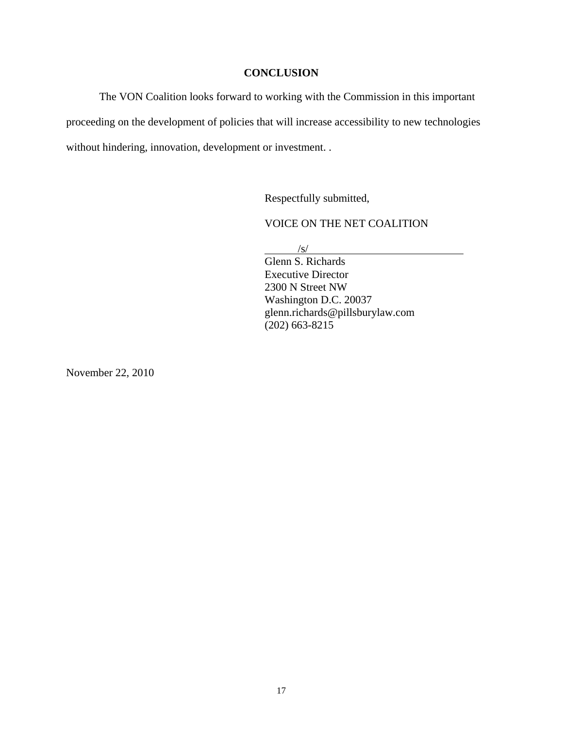## CONCLUSION

The VON Coalition looks forward to working with the Commission in this important proceeding on the development of policies that will increase accessibility to new technologies without hindering, innovation, development or investment. .

Respectfully submitted,

VOICE ON THE NET COALITION

/s/
Glenn S. Richards
Executive Director
2300 N Street NW
Washington D.C. 20037
glenn.richards@pillsburylaw.com
(202) 663-8215

November 22, 2010